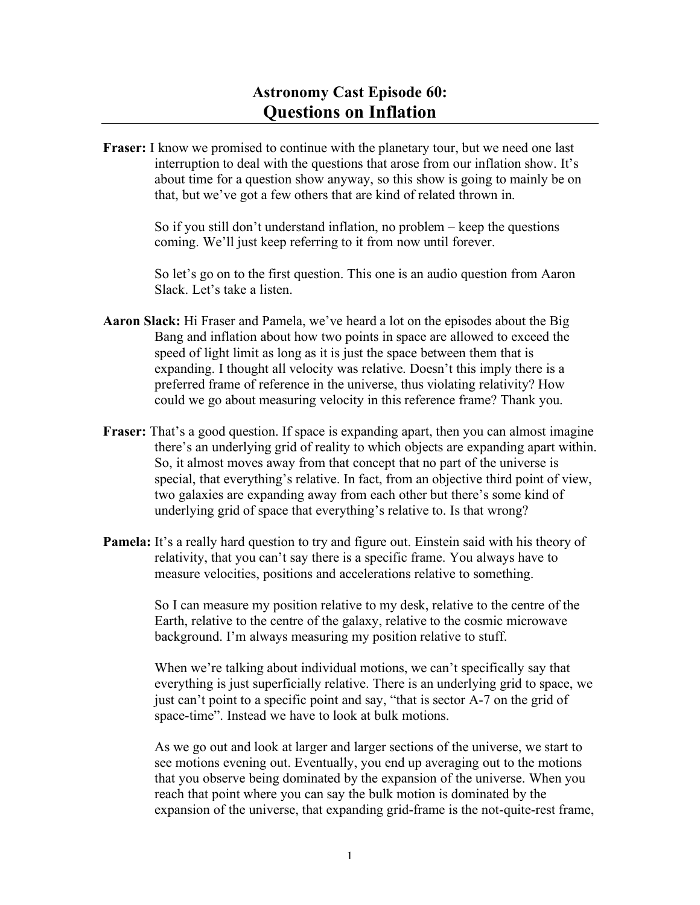# Astronomy Cast Episode 60:
## Questions on Inflation

**Fraser:** I know we promised to continue with the planetary tour, but we need one last interruption to deal with the questions that arose from our inflation show. It's about time for a question show anyway, so this show is going to mainly be on that, but we've got a few others that are kind of related thrown in.

So if you still don't understand inflation, no problem – keep the questions coming. We'll just keep referring to it from now until forever.

So let's go on to the first question. This one is an audio question from Aaron Slack. Let's take a listen.

**Aaron Slack:** Hi Fraser and Pamela, we've heard a lot on the episodes about the Big Bang and inflation about how two points in space are allowed to exceed the speed of light limit as long as it is just the space between them that is expanding. I thought all velocity was relative. Doesn't this imply there is a preferred frame of reference in the universe, thus violating relativity? How could we go about measuring velocity in this reference frame? Thank you.

**Fraser:** That's a good question. If space is expanding apart, then you can almost imagine there's an underlying grid of reality to which objects are expanding apart within. So, it almost moves away from that concept that no part of the universe is special, that everything's relative. In fact, from an objective third point of view, two galaxies are expanding away from each other but there's some kind of underlying grid of space that everything's relative to. Is that wrong?

**Pamela:** It's a really hard question to try and figure out. Einstein said with his theory of relativity, that you can't say there is a specific frame. You always have to measure velocities, positions and accelerations relative to something.

So I can measure my position relative to my desk, relative to the centre of the Earth, relative to the centre of the galaxy, relative to the cosmic microwave background. I'm always measuring my position relative to stuff.

When we're talking about individual motions, we can't specifically say that everything is just superficially relative. There is an underlying grid to space, we just can't point to a specific point and say, "that is sector A-7 on the grid of space-time". Instead we have to look at bulk motions.

As we go out and look at larger and larger sections of the universe, we start to see motions evening out. Eventually, you end up averaging out to the motions that you observe being dominated by the expansion of the universe. When you reach that point where you can say the bulk motion is dominated by the expansion of the universe, that expanding grid-frame is the not-quite-rest frame,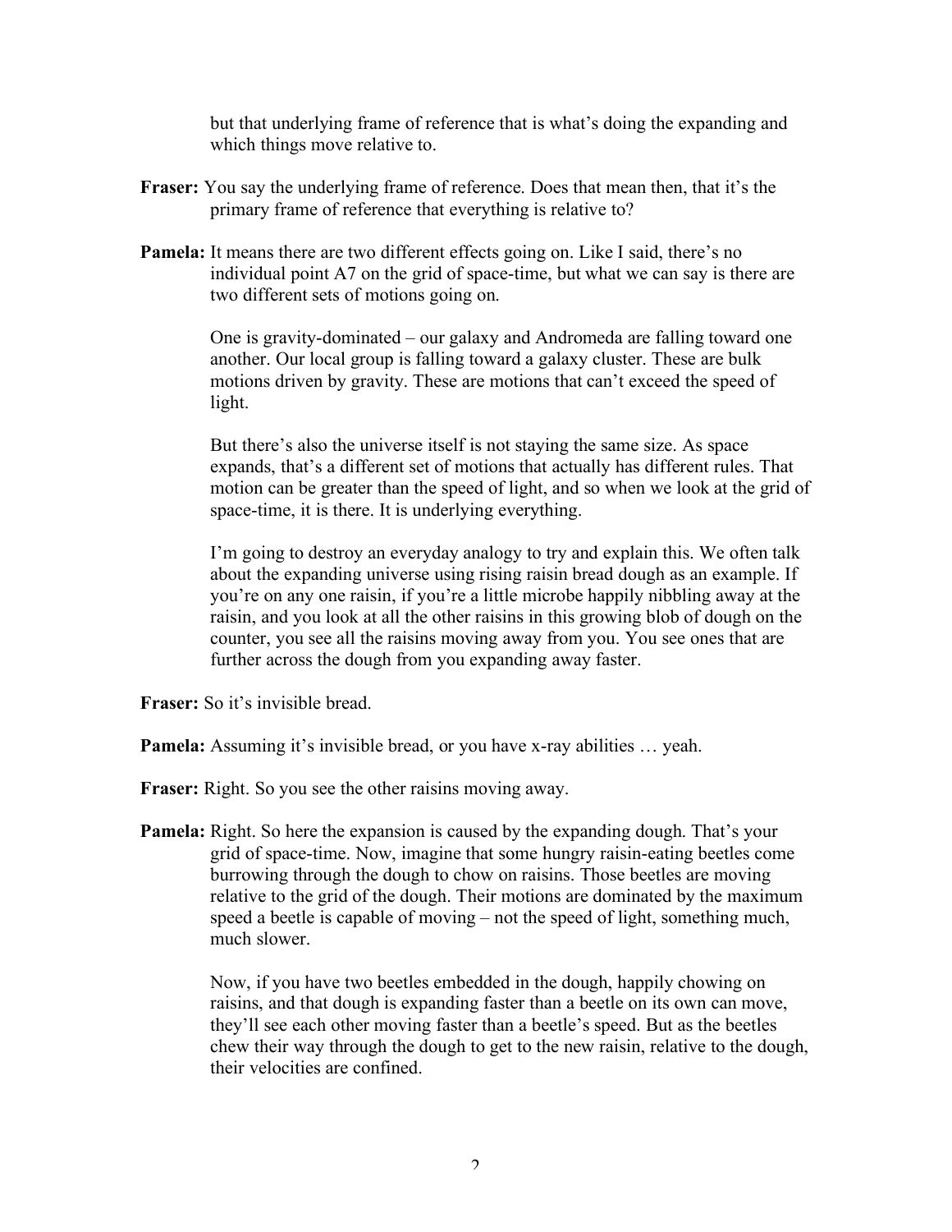but that underlying frame of reference that is what's doing the expanding and which things move relative to.

**Fraser:** You say the underlying frame of reference. Does that mean then, that it's the primary frame of reference that everything is relative to?

**Pamela:** It means there are two different effects going on. Like I said, there's no individual point A7 on the grid of space-time, but what we can say is there are two different sets of motions going on.

One is gravity-dominated – our galaxy and Andromeda are falling toward one another. Our local group is falling toward a galaxy cluster. These are bulk motions driven by gravity. These are motions that can't exceed the speed of light.

But there's also the universe itself is not staying the same size. As space expands, that's a different set of motions that actually has different rules. That motion can be greater than the speed of light, and so when we look at the grid of space-time, it is there. It is underlying everything.

I'm going to destroy an everyday analogy to try and explain this. We often talk about the expanding universe using rising raisin bread dough as an example. If you're on any one raisin, if you're a little microbe happily nibbling away at the raisin, and you look at all the other raisins in this growing blob of dough on the counter, you see all the raisins moving away from you. You see ones that are further across the dough from you expanding away faster.

**Fraser:** So it's invisible bread.

**Pamela:** Assuming it's invisible bread, or you have x-ray abilities … yeah.

**Fraser:** Right. So you see the other raisins moving away.

**Pamela:** Right. So here the expansion is caused by the expanding dough. That's your grid of space-time. Now, imagine that some hungry raisin-eating beetles come burrowing through the dough to chow on raisins. Those beetles are moving relative to the grid of the dough. Their motions are dominated by the maximum speed a beetle is capable of moving – not the speed of light, something much, much slower.

Now, if you have two beetles embedded in the dough, happily chowing on raisins, and that dough is expanding faster than a beetle on its own can move, they'll see each other moving faster than a beetle's speed. But as the beetles chew their way through the dough to get to the new raisin, relative to the dough, their velocities are confined.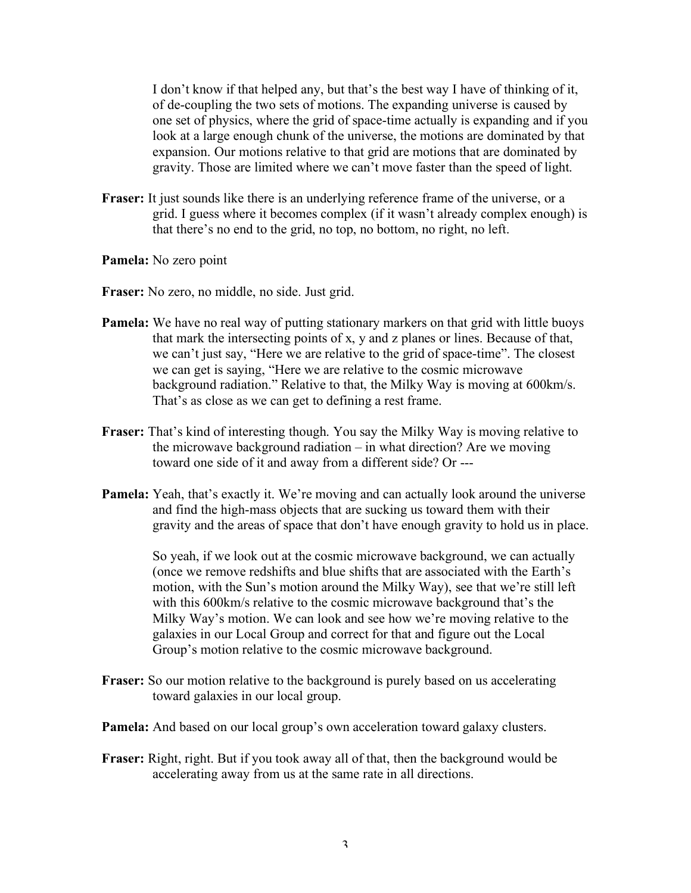I don't know if that helped any, but that's the best way I have of thinking of it, of de-coupling the two sets of motions. The expanding universe is caused by one set of physics, where the grid of space-time actually is expanding and if you look at a large enough chunk of the universe, the motions are dominated by that expansion. Our motions relative to that grid are motions that are dominated by gravity. Those are limited where we can't move faster than the speed of light.

**Fraser:** It just sounds like there is an underlying reference frame of the universe, or a grid. I guess where it becomes complex (if it wasn't already complex enough) is that there's no end to the grid, no top, no bottom, no right, no left.

**Pamela:** No zero point

**Fraser:** No zero, no middle, no side. Just grid.

**Pamela:** We have no real way of putting stationary markers on that grid with little buoys that mark the intersecting points of x, y and z planes or lines. Because of that, we can't just say, "Here we are relative to the grid of space-time". The closest we can get is saying, "Here we are relative to the cosmic microwave background radiation." Relative to that, the Milky Way is moving at 600km/s. That's as close as we can get to defining a rest frame.

**Fraser:** That's kind of interesting though. You say the Milky Way is moving relative to the microwave background radiation – in what direction? Are we moving toward one side of it and away from a different side? Or ---

**Pamela:** Yeah, that's exactly it. We're moving and can actually look around the universe and find the high-mass objects that are sucking us toward them with their gravity and the areas of space that don't have enough gravity to hold us in place.

So yeah, if we look out at the cosmic microwave background, we can actually (once we remove redshifts and blue shifts that are associated with the Earth's motion, with the Sun's motion around the Milky Way), see that we're still left with this 600km/s relative to the cosmic microwave background that's the Milky Way's motion. We can look and see how we're moving relative to the galaxies in our Local Group and correct for that and figure out the Local Group's motion relative to the cosmic microwave background.

**Fraser:** So our motion relative to the background is purely based on us accelerating toward galaxies in our local group.

**Pamela:** And based on our local group's own acceleration toward galaxy clusters.

**Fraser:** Right, right. But if you took away all of that, then the background would be accelerating away from us at the same rate in all directions.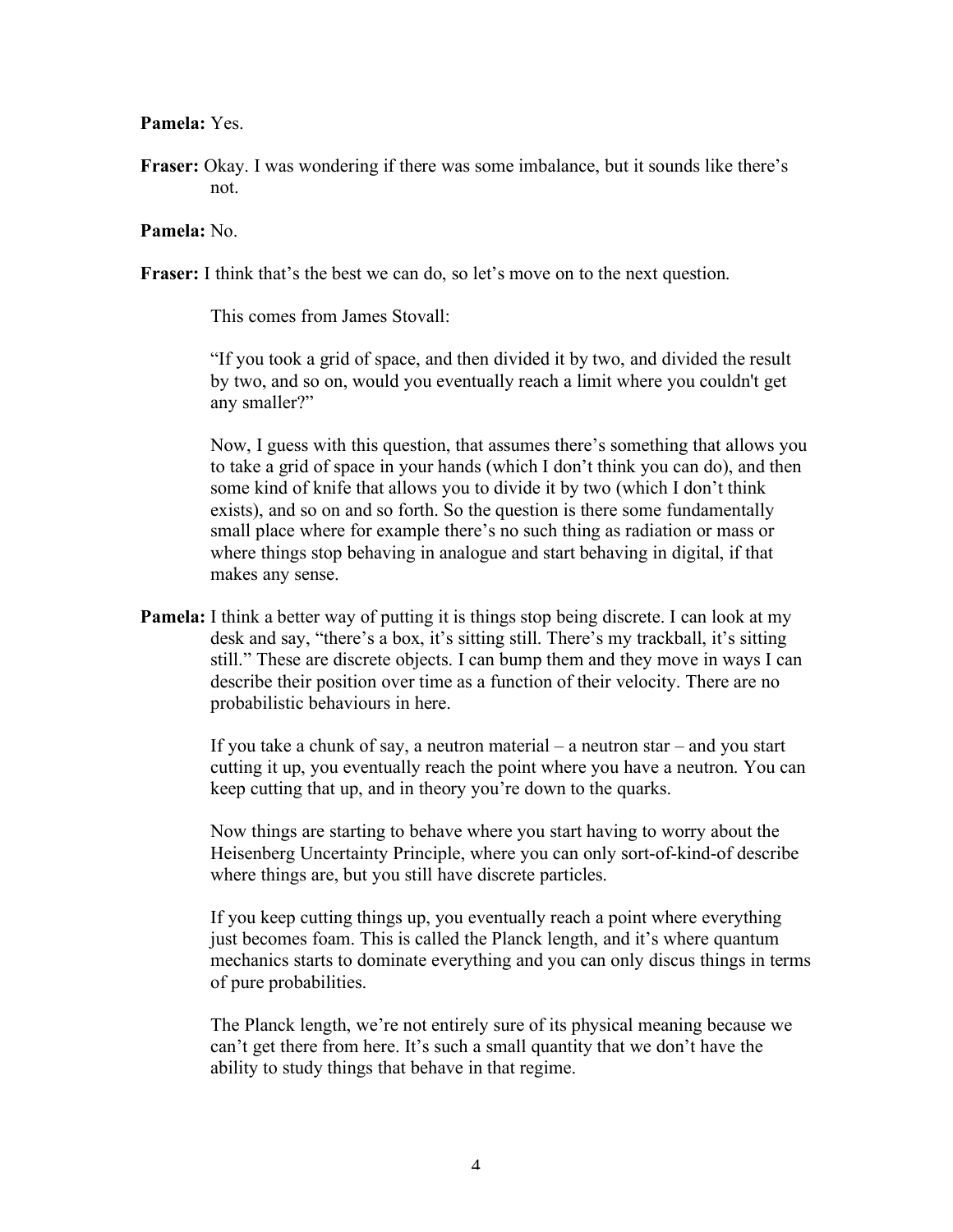**Pamela:** Yes.

**Fraser:** Okay. I was wondering if there was some imbalance, but it sounds like there's not.

**Pamela:** No.

**Fraser:** I think that's the best we can do, so let's move on to the next question.

This comes from James Stovall:

"If you took a grid of space, and then divided it by two, and divided the result by two, and so on, would you eventually reach a limit where you couldn't get any smaller?"

Now, I guess with this question, that assumes there's something that allows you to take a grid of space in your hands (which I don't think you can do), and then some kind of knife that allows you to divide it by two (which I don't think exists), and so on and so forth. So the question is there some fundamentally small place where for example there's no such thing as radiation or mass or where things stop behaving in analogue and start behaving in digital, if that makes any sense.

**Pamela:** I think a better way of putting it is things stop being discrete. I can look at my desk and say, "there's a box, it's sitting still. There's my trackball, it's sitting still." These are discrete objects. I can bump them and they move in ways I can describe their position over time as a function of their velocity. There are no probabilistic behaviours in here.

If you take a chunk of say, a neutron material – a neutron star – and you start cutting it up, you eventually reach the point where you have a neutron. You can keep cutting that up, and in theory you're down to the quarks.

Now things are starting to behave where you start having to worry about the Heisenberg Uncertainty Principle, where you can only sort-of-kind-of describe where things are, but you still have discrete particles.

If you keep cutting things up, you eventually reach a point where everything just becomes foam. This is called the Planck length, and it's where quantum mechanics starts to dominate everything and you can only discus things in terms of pure probabilities.

The Planck length, we're not entirely sure of its physical meaning because we can't get there from here. It's such a small quantity that we don't have the ability to study things that behave in that regime.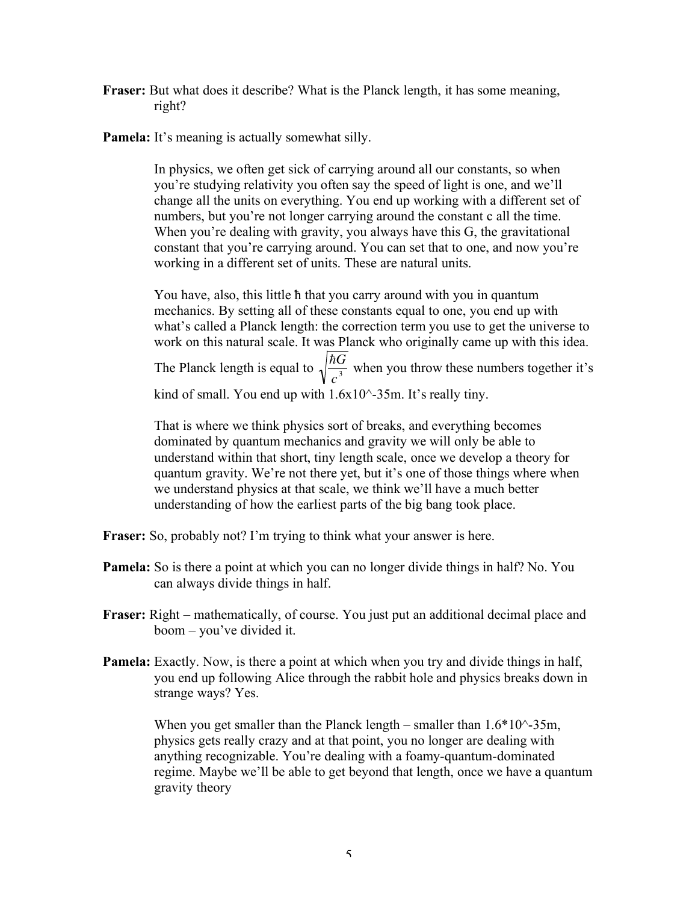**Fraser:** But what does it describe? What is the Planck length, it has some meaning, right?

**Pamela:** It's meaning is actually somewhat silly.

In physics, we often get sick of carrying around all our constants, so when you're studying relativity you often say the speed of light is one, and we'll change all the units on everything. You end up working with a different set of numbers, but you're not longer carrying around the constant c all the time. When you're dealing with gravity, you always have this G, the gravitational constant that you're carrying around. You can set that to one, and now you're working in a different set of units. These are natural units.

You have, also, this little ħ that you carry around with you in quantum mechanics. By setting all of these constants equal to one, you end up with what's called a Planck length: the correction term you use to get the universe to work on this natural scale. It was Planck who originally came up with this idea. The Planck length is equal to $\sqrt{\frac{\hbar G}{c^3}}$ when you throw these numbers together it's kind of small. You end up with 1.6x10^-35m. It's really tiny.

That is where we think physics sort of breaks, and everything becomes dominated by quantum mechanics and gravity we will only be able to understand within that short, tiny length scale, once we develop a theory for quantum gravity. We're not there yet, but it's one of those things where when we understand physics at that scale, we think we'll have a much better understanding of how the earliest parts of the big bang took place.

**Fraser:** So, probably not? I'm trying to think what your answer is here.

**Pamela:** So is there a point at which you can no longer divide things in half? No. You can always divide things in half.

**Fraser:** Right – mathematically, of course. You just put an additional decimal place and boom – you've divided it.

**Pamela:** Exactly. Now, is there a point at which when you try and divide things in half, you end up following Alice through the rabbit hole and physics breaks down in strange ways? Yes.

When you get smaller than the Planck length – smaller than 1.6*10^-35m, physics gets really crazy and at that point, you no longer are dealing with anything recognizable. You're dealing with a foamy-quantum-dominated regime. Maybe we'll be able to get beyond that length, once we have a quantum gravity theory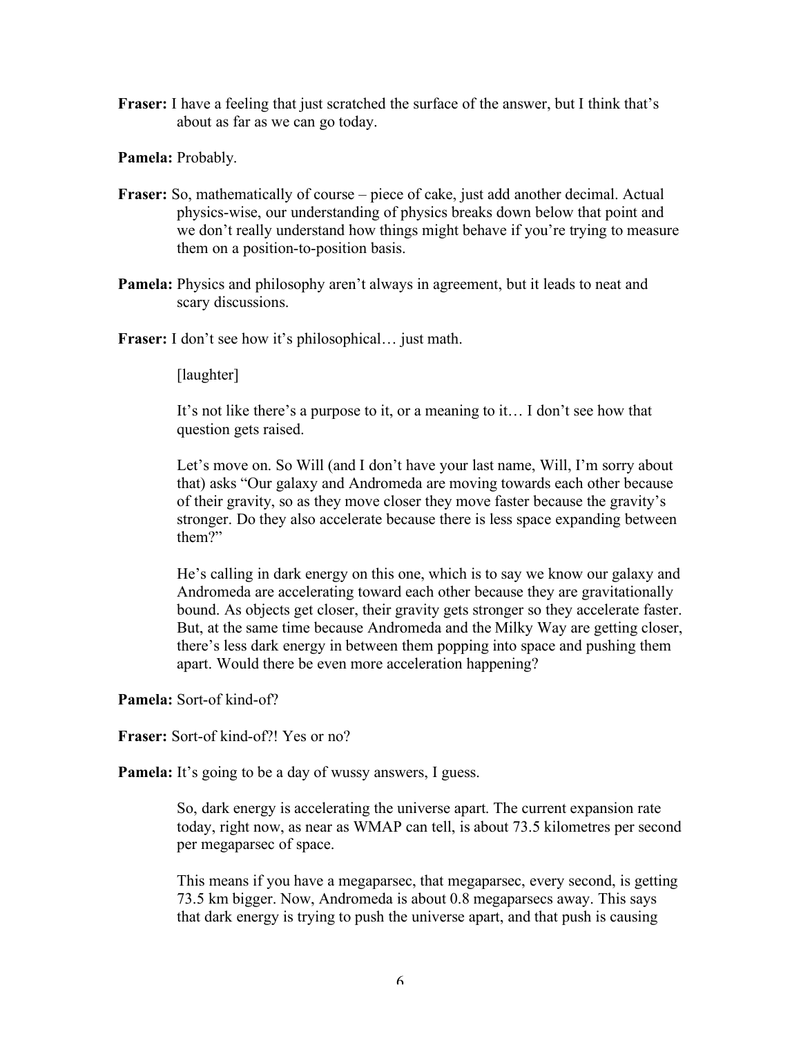**Fraser:** I have a feeling that just scratched the surface of the answer, but I think that's about as far as we can go today.

**Pamela:** Probably.

**Fraser:** So, mathematically of course – piece of cake, just add another decimal. Actual physics-wise, our understanding of physics breaks down below that point and we don't really understand how things might behave if you're trying to measure them on a position-to-position basis.

**Pamela:** Physics and philosophy aren't always in agreement, but it leads to neat and scary discussions.

**Fraser:** I don't see how it's philosophical… just math.

[laughter]

It's not like there's a purpose to it, or a meaning to it… I don't see how that question gets raised.

Let's move on. So Will (and I don't have your last name, Will, I'm sorry about that) asks "Our galaxy and Andromeda are moving towards each other because of their gravity, so as they move closer they move faster because the gravity's stronger. Do they also accelerate because there is less space expanding between them?"

He's calling in dark energy on this one, which is to say we know our galaxy and Andromeda are accelerating toward each other because they are gravitationally bound. As objects get closer, their gravity gets stronger so they accelerate faster. But, at the same time because Andromeda and the Milky Way are getting closer, there's less dark energy in between them popping into space and pushing them apart. Would there be even more acceleration happening?

**Pamela:** Sort-of kind-of?

**Fraser:** Sort-of kind-of?! Yes or no?

**Pamela:** It's going to be a day of wussy answers, I guess.

So, dark energy is accelerating the universe apart. The current expansion rate today, right now, as near as WMAP can tell, is about 73.5 kilometres per second per megaparsec of space.

This means if you have a megaparsec, that megaparsec, every second, is getting 73.5 km bigger. Now, Andromeda is about 0.8 megaparsecs away. This says that dark energy is trying to push the universe apart, and that push is causing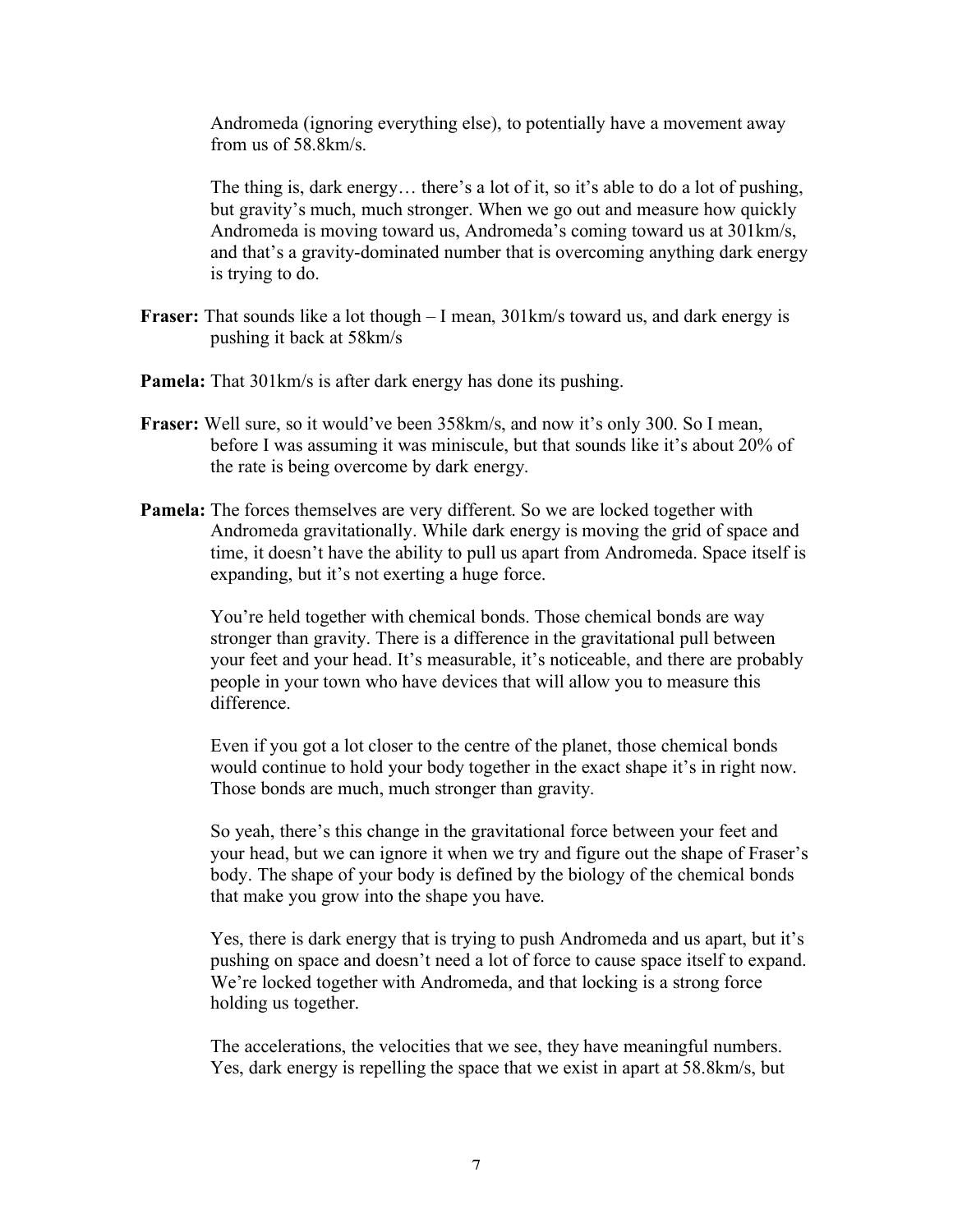Andromeda (ignoring everything else), to potentially have a movement away from us of 58.8km/s.

The thing is, dark energy… there's a lot of it, so it's able to do a lot of pushing, but gravity's much, much stronger. When we go out and measure how quickly Andromeda is moving toward us, Andromeda's coming toward us at 301km/s, and that's a gravity-dominated number that is overcoming anything dark energy is trying to do.

**Fraser:** That sounds like a lot though – I mean, 301km/s toward us, and dark energy is pushing it back at 58km/s

**Pamela:** That 301km/s is after dark energy has done its pushing.

**Fraser:** Well sure, so it would've been 358km/s, and now it's only 300. So I mean, before I was assuming it was miniscule, but that sounds like it's about 20% of the rate is being overcome by dark energy.

**Pamela:** The forces themselves are very different. So we are locked together with Andromeda gravitationally. While dark energy is moving the grid of space and time, it doesn't have the ability to pull us apart from Andromeda. Space itself is expanding, but it's not exerting a huge force.

You're held together with chemical bonds. Those chemical bonds are way stronger than gravity. There is a difference in the gravitational pull between your feet and your head. It's measurable, it's noticeable, and there are probably people in your town who have devices that will allow you to measure this difference.

Even if you got a lot closer to the centre of the planet, those chemical bonds would continue to hold your body together in the exact shape it's in right now. Those bonds are much, much stronger than gravity.

So yeah, there's this change in the gravitational force between your feet and your head, but we can ignore it when we try and figure out the shape of Fraser's body. The shape of your body is defined by the biology of the chemical bonds that make you grow into the shape you have.

Yes, there is dark energy that is trying to push Andromeda and us apart, but it's pushing on space and doesn't need a lot of force to cause space itself to expand. We're locked together with Andromeda, and that locking is a strong force holding us together.

The accelerations, the velocities that we see, they have meaningful numbers. Yes, dark energy is repelling the space that we exist in apart at 58.8km/s, but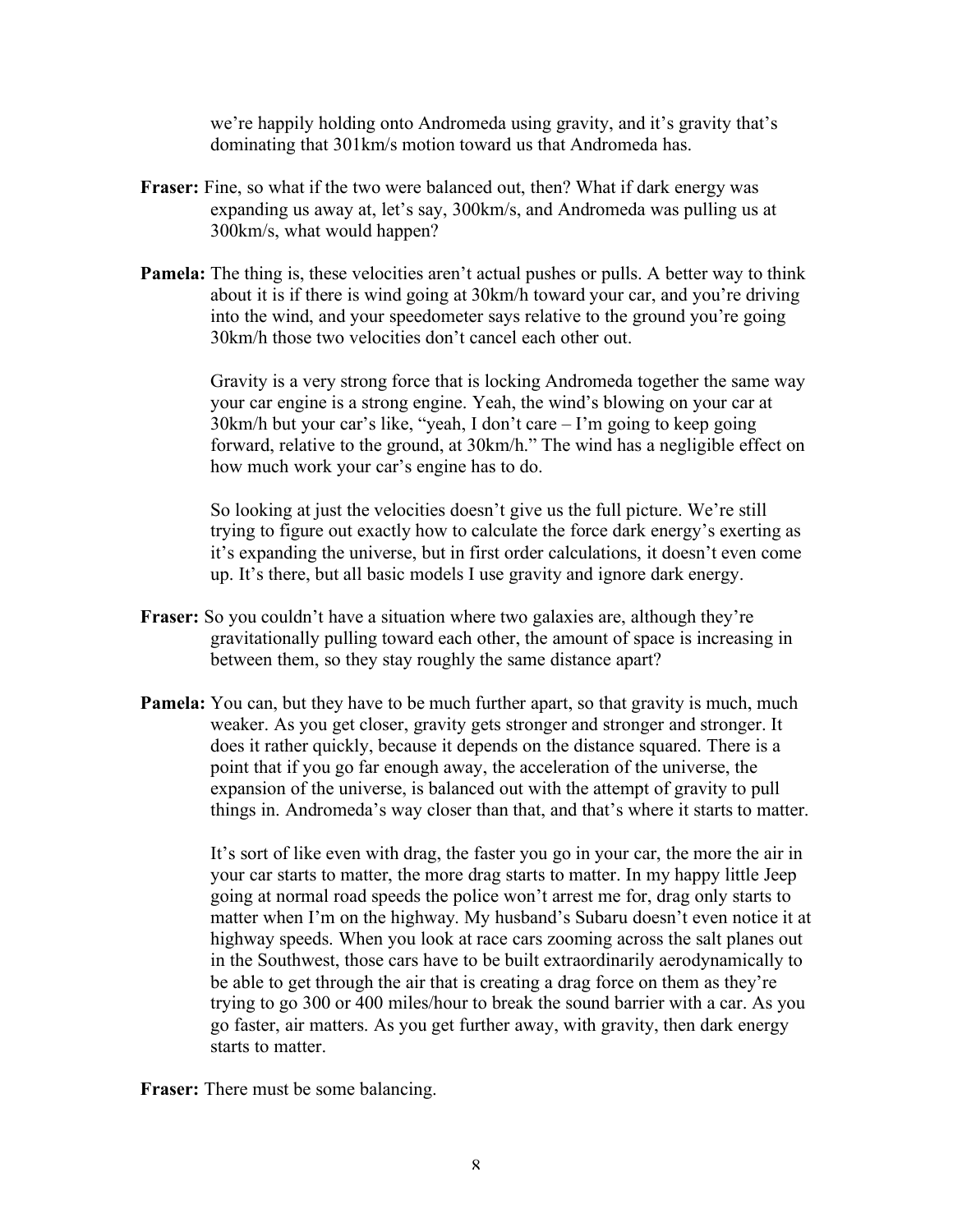we're happily holding onto Andromeda using gravity, and it's gravity that's dominating that 301km/s motion toward us that Andromeda has.

**Fraser:** Fine, so what if the two were balanced out, then? What if dark energy was expanding us away at, let's say, 300km/s, and Andromeda was pulling us at 300km/s, what would happen?

**Pamela:** The thing is, these velocities aren't actual pushes or pulls. A better way to think about it is if there is wind going at 30km/h toward your car, and you're driving into the wind, and your speedometer says relative to the ground you're going 30km/h those two velocities don't cancel each other out.

Gravity is a very strong force that is locking Andromeda together the same way your car engine is a strong engine. Yeah, the wind's blowing on your car at 30km/h but your car's like, "yeah, I don't care – I'm going to keep going forward, relative to the ground, at 30km/h." The wind has a negligible effect on how much work your car's engine has to do.

So looking at just the velocities doesn't give us the full picture. We're still trying to figure out exactly how to calculate the force dark energy's exerting as it's expanding the universe, but in first order calculations, it doesn't even come up. It's there, but all basic models I use gravity and ignore dark energy.

**Fraser:** So you couldn't have a situation where two galaxies are, although they're gravitationally pulling toward each other, the amount of space is increasing in between them, so they stay roughly the same distance apart?

**Pamela:** You can, but they have to be much further apart, so that gravity is much, much weaker. As you get closer, gravity gets stronger and stronger and stronger. It does it rather quickly, because it depends on the distance squared. There is a point that if you go far enough away, the acceleration of the universe, the expansion of the universe, is balanced out with the attempt of gravity to pull things in. Andromeda's way closer than that, and that's where it starts to matter.

It's sort of like even with drag, the faster you go in your car, the more the air in your car starts to matter, the more drag starts to matter. In my happy little Jeep going at normal road speeds the police won't arrest me for, drag only starts to matter when I'm on the highway. My husband's Subaru doesn't even notice it at highway speeds. When you look at race cars zooming across the salt planes out in the Southwest, those cars have to be built extraordinarily aerodynamically to be able to get through the air that is creating a drag force on them as they're trying to go 300 or 400 miles/hour to break the sound barrier with a car. As you go faster, air matters. As you get further away, with gravity, then dark energy starts to matter.

**Fraser:** There must be some balancing.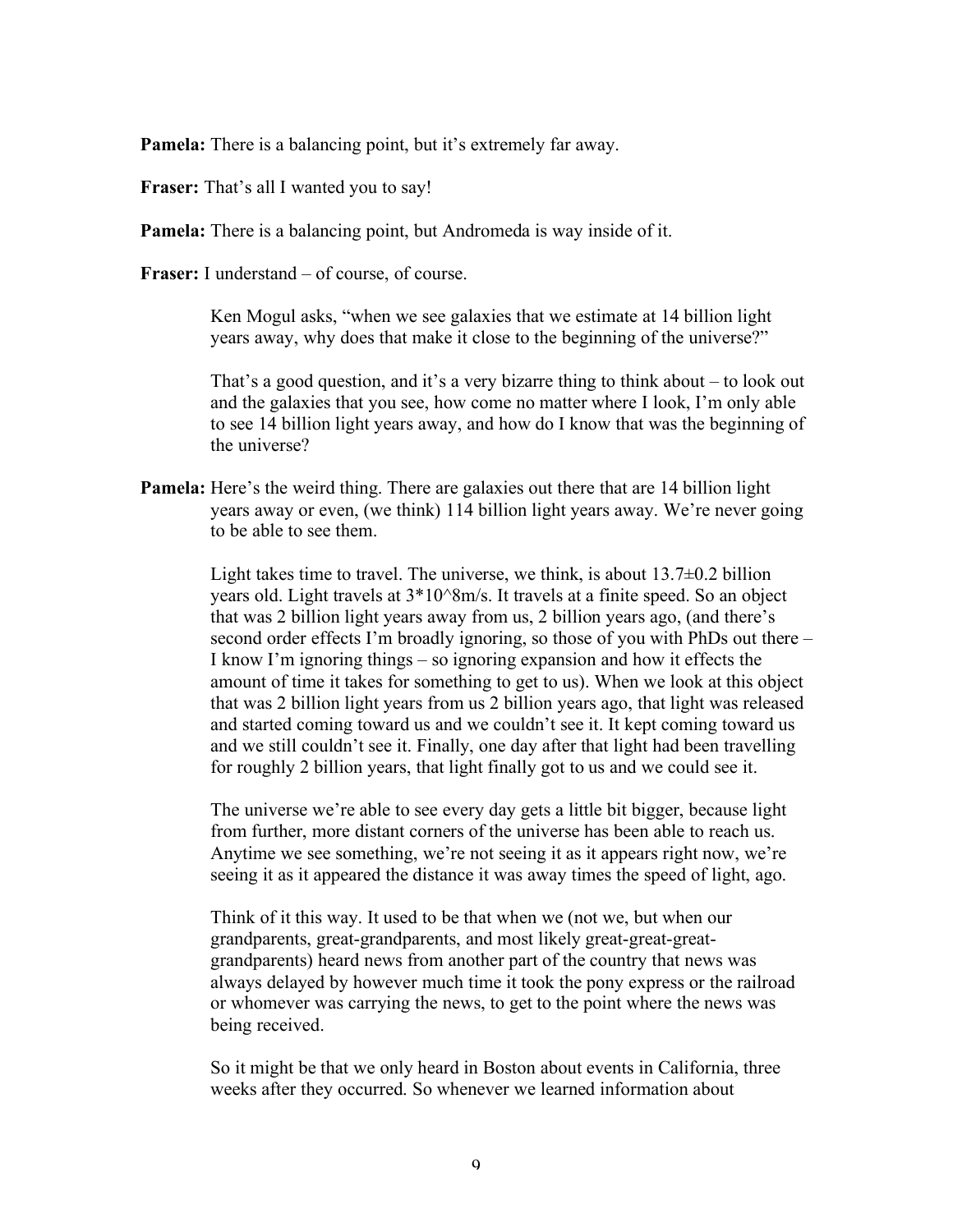**Pamela:** There is a balancing point, but it's extremely far away.

**Fraser:** That's all I wanted you to say!

**Pamela:** There is a balancing point, but Andromeda is way inside of it.

**Fraser:** I understand – of course, of course.

Ken Mogul asks, "when we see galaxies that we estimate at 14 billion light years away, why does that make it close to the beginning of the universe?"

That's a good question, and it's a very bizarre thing to think about – to look out and the galaxies that you see, how come no matter where I look, I'm only able to see 14 billion light years away, and how do I know that was the beginning of the universe?

**Pamela:** Here's the weird thing. There are galaxies out there that are 14 billion light years away or even, (we think) 114 billion light years away. We're never going to be able to see them.

Light takes time to travel. The universe, we think, is about $13.7 \pm 0.2$ billion years old. Light travels at $3*10^8$m/s. It travels at a finite speed. So an object that was 2 billion light years away from us, 2 billion years ago, (and there's second order effects I'm broadly ignoring, so those of you with PhDs out there – I know I'm ignoring things – so ignoring expansion and how it effects the amount of time it takes for something to get to us). When we look at this object that was 2 billion light years from us 2 billion years ago, that light was released and started coming toward us and we couldn't see it. It kept coming toward us and we still couldn't see it. Finally, one day after that light had been travelling for roughly 2 billion years, that light finally got to us and we could see it.

The universe we're able to see every day gets a little bit bigger, because light from further, more distant corners of the universe has been able to reach us. Anytime we see something, we're not seeing it as it appears right now, we're seeing it as it appeared the distance it was away times the speed of light, ago.

Think of it this way. It used to be that when we (not we, but when our grandparents, great-grandparents, and most likely great-great-great-grandparents) heard news from another part of the country that news was always delayed by however much time it took the pony express or the railroad or whomever was carrying the news, to get to the point where the news was being received.

So it might be that we only heard in Boston about events in California, three weeks after they occurred. So whenever we learned information about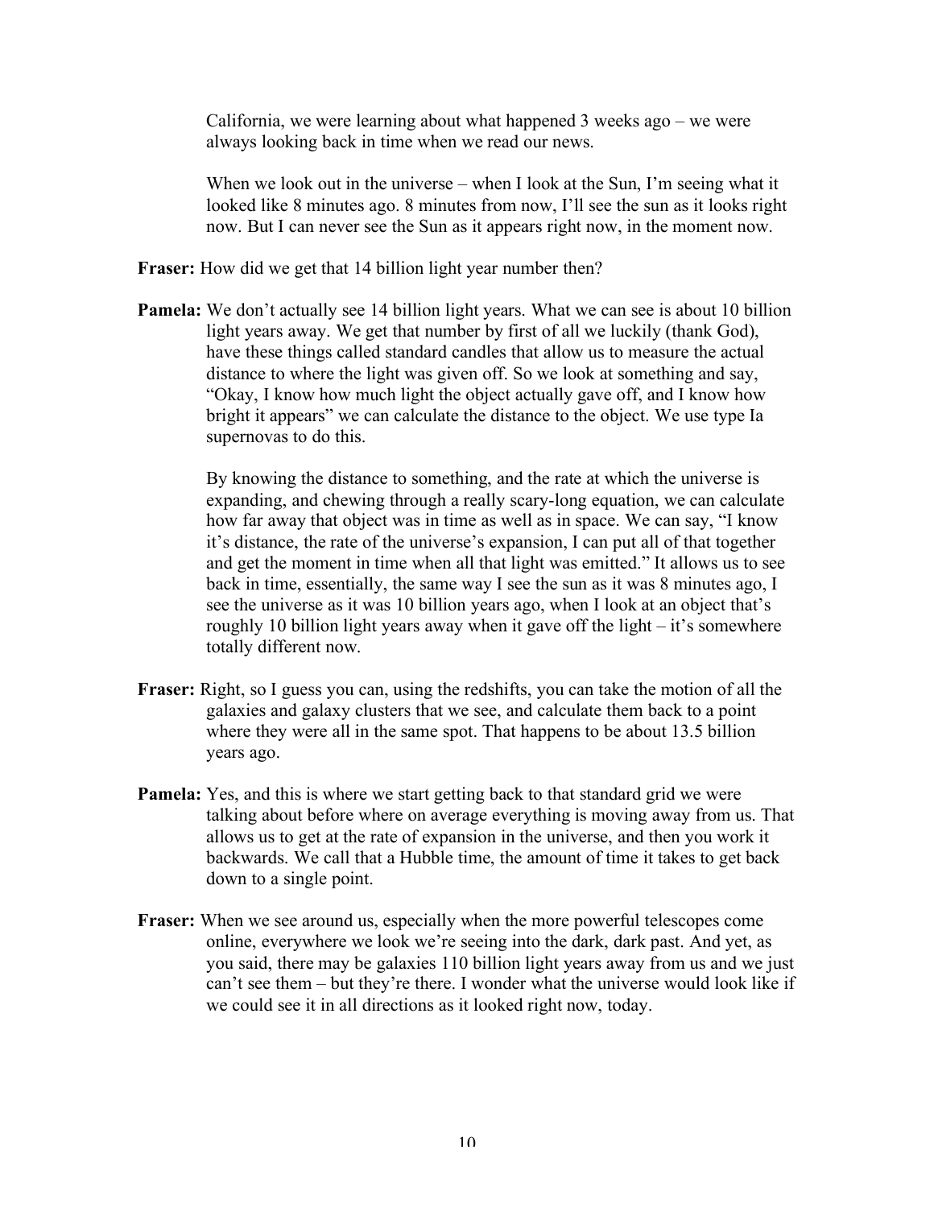California, we were learning about what happened 3 weeks ago – we were always looking back in time when we read our news.

When we look out in the universe – when I look at the Sun, I'm seeing what it looked like 8 minutes ago. 8 minutes from now, I'll see the sun as it looks right now. But I can never see the Sun as it appears right now, in the moment now.

**Fraser:** How did we get that 14 billion light year number then?

**Pamela:** We don't actually see 14 billion light years. What we can see is about 10 billion light years away. We get that number by first of all we luckily (thank God), have these things called standard candles that allow us to measure the actual distance to where the light was given off. So we look at something and say, "Okay, I know how much light the object actually gave off, and I know how bright it appears" we can calculate the distance to the object. We use type Ia supernovas to do this.

By knowing the distance to something, and the rate at which the universe is expanding, and chewing through a really scary-long equation, we can calculate how far away that object was in time as well as in space. We can say, "I know it's distance, the rate of the universe's expansion, I can put all of that together and get the moment in time when all that light was emitted." It allows us to see back in time, essentially, the same way I see the sun as it was 8 minutes ago, I see the universe as it was 10 billion years ago, when I look at an object that's roughly 10 billion light years away when it gave off the light – it's somewhere totally different now.

**Fraser:** Right, so I guess you can, using the redshifts, you can take the motion of all the galaxies and galaxy clusters that we see, and calculate them back to a point where they were all in the same spot. That happens to be about 13.5 billion years ago.

**Pamela:** Yes, and this is where we start getting back to that standard grid we were talking about before where on average everything is moving away from us. That allows us to get at the rate of expansion in the universe, and then you work it backwards. We call that a Hubble time, the amount of time it takes to get back down to a single point.

**Fraser:** When we see around us, especially when the more powerful telescopes come online, everywhere we look we're seeing into the dark, dark past. And yet, as you said, there may be galaxies 110 billion light years away from us and we just can't see them – but they're there. I wonder what the universe would look like if we could see it in all directions as it looked right now, today.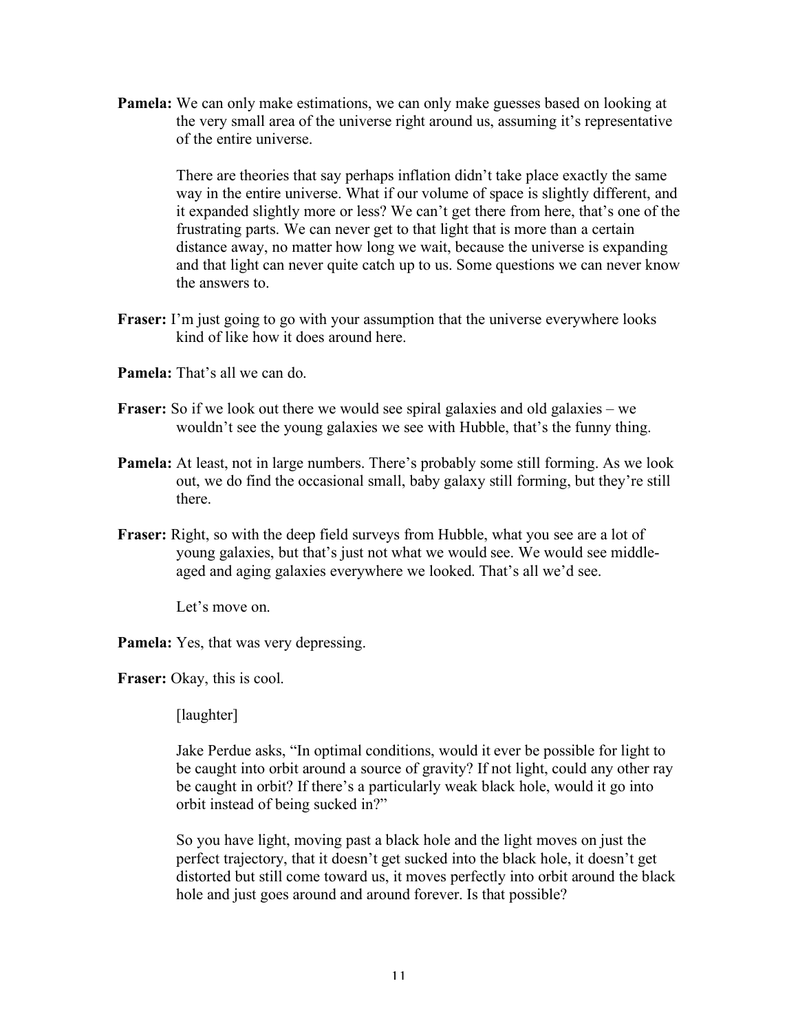**Pamela:** We can only make estimations, we can only make guesses based on looking at the very small area of the universe right around us, assuming it's representative of the entire universe.

There are theories that say perhaps inflation didn't take place exactly the same way in the entire universe. What if our volume of space is slightly different, and it expanded slightly more or less? We can't get there from here, that's one of the frustrating parts. We can never get to that light that is more than a certain distance away, no matter how long we wait, because the universe is expanding and that light can never quite catch up to us. Some questions we can never know the answers to.

**Fraser:** I'm just going to go with your assumption that the universe everywhere looks kind of like how it does around here.

**Pamela:** That's all we can do.

**Fraser:** So if we look out there we would see spiral galaxies and old galaxies – we wouldn't see the young galaxies we see with Hubble, that's the funny thing.

**Pamela:** At least, not in large numbers. There's probably some still forming. As we look out, we do find the occasional small, baby galaxy still forming, but they're still there.

**Fraser:** Right, so with the deep field surveys from Hubble, what you see are a lot of young galaxies, but that's just not what we would see. We would see middle-aged and aging galaxies everywhere we looked. That's all we'd see.

Let's move on.

**Pamela:** Yes, that was very depressing.

**Fraser:** Okay, this is cool.

[laughter]

Jake Perdue asks, "In optimal conditions, would it ever be possible for light to be caught into orbit around a source of gravity? If not light, could any other ray be caught in orbit? If there's a particularly weak black hole, would it go into orbit instead of being sucked in?"

So you have light, moving past a black hole and the light moves on just the perfect trajectory, that it doesn't get sucked into the black hole, it doesn't get distorted but still come toward us, it moves perfectly into orbit around the black hole and just goes around and around forever. Is that possible?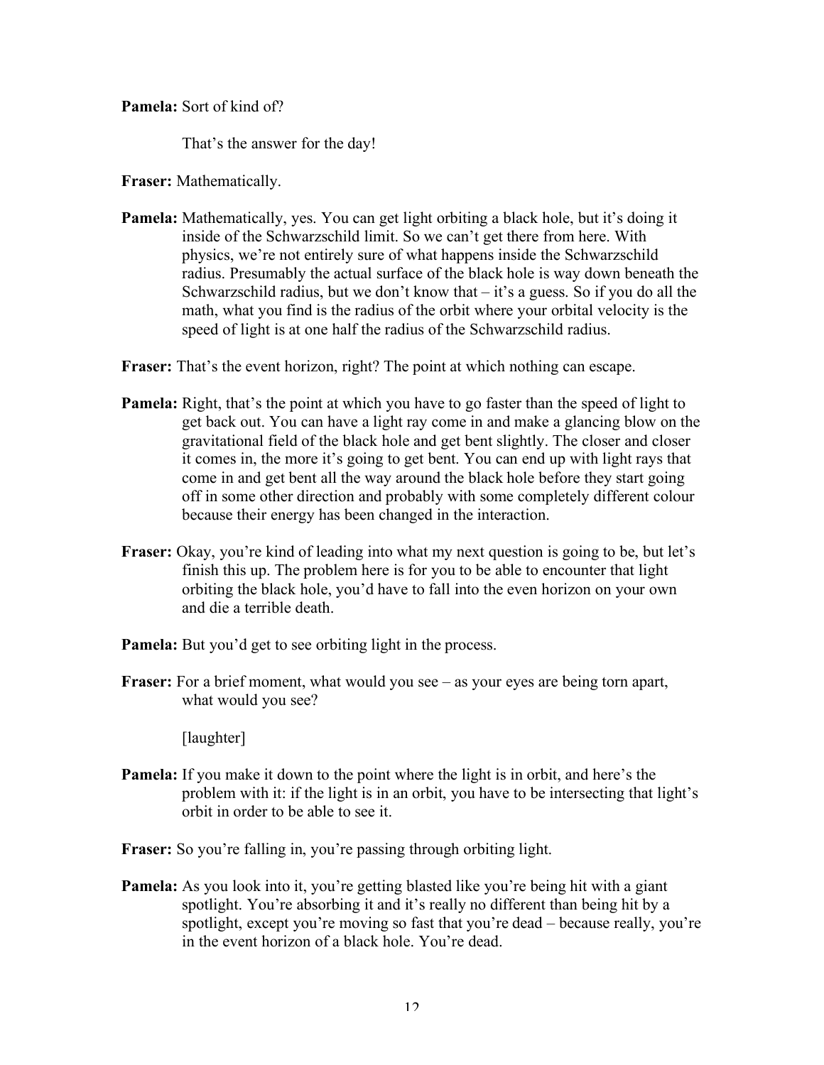**Pamela:** Sort of kind of?

That's the answer for the day!

**Fraser:** Mathematically.

**Pamela:** Mathematically, yes. You can get light orbiting a black hole, but it's doing it inside of the Schwarzschild limit. So we can't get there from here. With physics, we're not entirely sure of what happens inside the Schwarzschild radius. Presumably the actual surface of the black hole is way down beneath the Schwarzschild radius, but we don't know that – it's a guess. So if you do all the math, what you find is the radius of the orbit where your orbital velocity is the speed of light is at one half the radius of the Schwarzschild radius.

**Fraser:** That's the event horizon, right? The point at which nothing can escape.

**Pamela:** Right, that's the point at which you have to go faster than the speed of light to get back out. You can have a light ray come in and make a glancing blow on the gravitational field of the black hole and get bent slightly. The closer and closer it comes in, the more it's going to get bent. You can end up with light rays that come in and get bent all the way around the black hole before they start going off in some other direction and probably with some completely different colour because their energy has been changed in the interaction.

**Fraser:** Okay, you're kind of leading into what my next question is going to be, but let's finish this up. The problem here is for you to be able to encounter that light orbiting the black hole, you'd have to fall into the even horizon on your own and die a terrible death.

**Pamela:** But you'd get to see orbiting light in the process.

**Fraser:** For a brief moment, what would you see – as your eyes are being torn apart, what would you see?

[laughter]

**Pamela:** If you make it down to the point where the light is in orbit, and here's the problem with it: if the light is in an orbit, you have to be intersecting that light's orbit in order to be able to see it.

**Fraser:** So you're falling in, you're passing through orbiting light.

**Pamela:** As you look into it, you're getting blasted like you're being hit with a giant spotlight. You're absorbing it and it's really no different than being hit by a spotlight, except you're moving so fast that you're dead – because really, you're in the event horizon of a black hole. You're dead.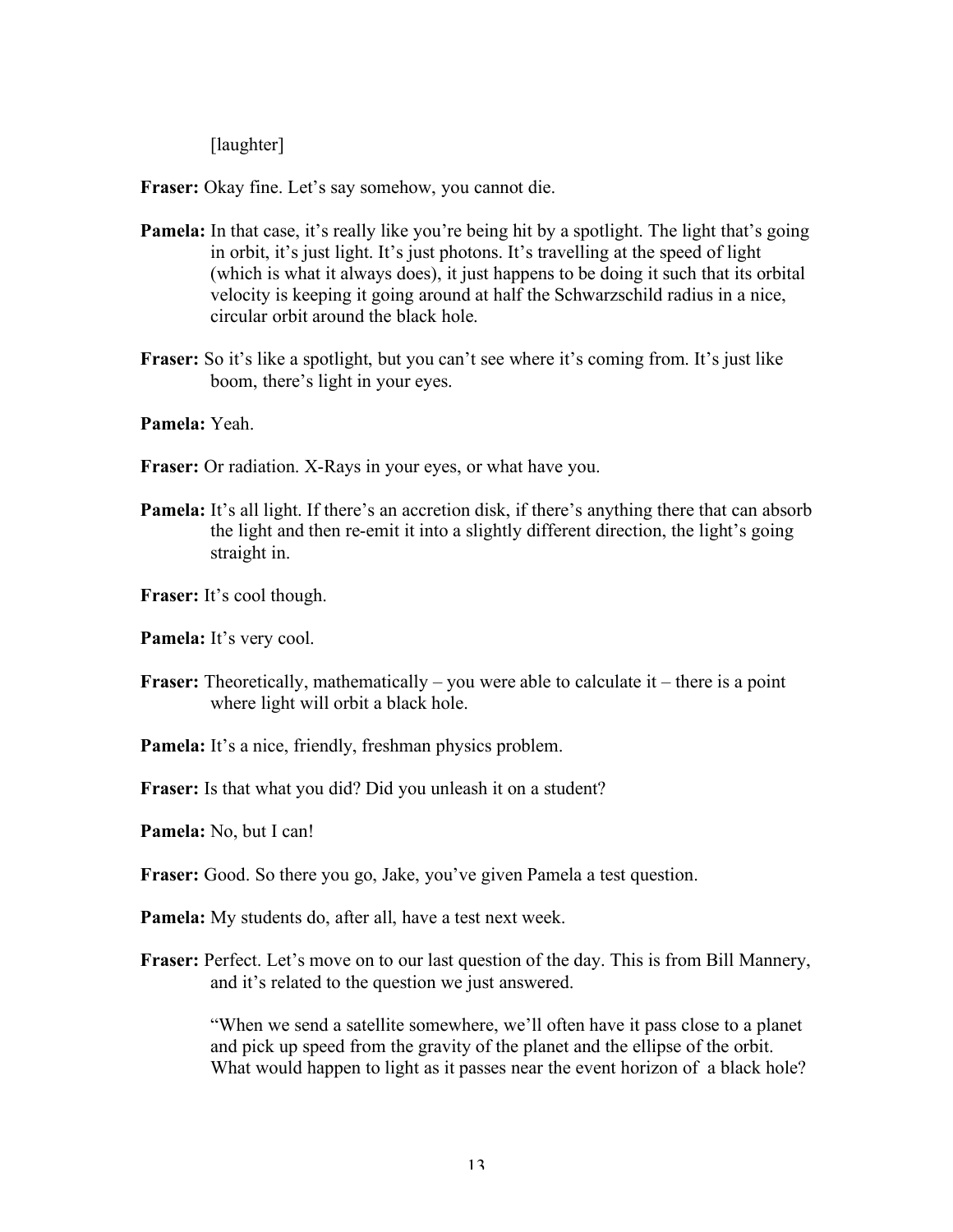[laughter]

**Fraser:** Okay fine. Let's say somehow, you cannot die.

**Pamela:** In that case, it's really like you're being hit by a spotlight. The light that's going in orbit, it's just light. It's just photons. It's travelling at the speed of light (which is what it always does), it just happens to be doing it such that its orbital velocity is keeping it going around at half the Schwarzschild radius in a nice, circular orbit around the black hole.

**Fraser:** So it's like a spotlight, but you can't see where it's coming from. It's just like boom, there's light in your eyes.

**Pamela:** Yeah.

**Fraser:** Or radiation. X-Rays in your eyes, or what have you.

**Pamela:** It's all light. If there's an accretion disk, if there's anything there that can absorb the light and then re-emit it into a slightly different direction, the light's going straight in.

**Fraser:** It's cool though.

**Pamela:** It's very cool.

**Fraser:** Theoretically, mathematically – you were able to calculate it – there is a point where light will orbit a black hole.

**Pamela:** It's a nice, friendly, freshman physics problem.

**Fraser:** Is that what you did? Did you unleash it on a student?

**Pamela:** No, but I can!

**Fraser:** Good. So there you go, Jake, you've given Pamela a test question.

**Pamela:** My students do, after all, have a test next week.

**Fraser:** Perfect. Let's move on to our last question of the day. This is from Bill Mannery, and it's related to the question we just answered.

"When we send a satellite somewhere, we'll often have it pass close to a planet and pick up speed from the gravity of the planet and the ellipse of the orbit. What would happen to light as it passes near the event horizon of a black hole?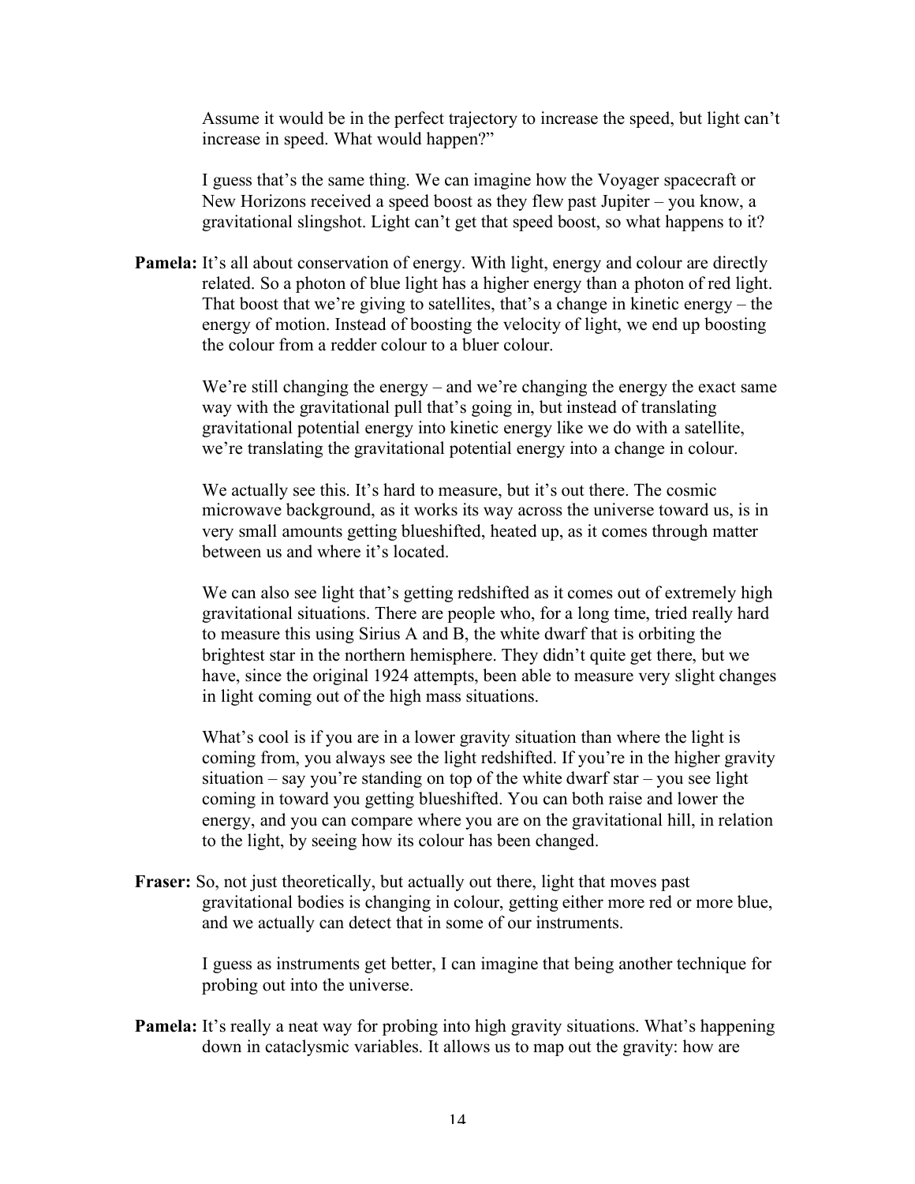Assume it would be in the perfect trajectory to increase the speed, but light can't increase in speed. What would happen?"

I guess that's the same thing. We can imagine how the Voyager spacecraft or New Horizons received a speed boost as they flew past Jupiter – you know, a gravitational slingshot. Light can't get that speed boost, so what happens to it?

**Pamela:** It's all about conservation of energy. With light, energy and colour are directly related. So a photon of blue light has a higher energy than a photon of red light. That boost that we're giving to satellites, that's a change in kinetic energy – the energy of motion. Instead of boosting the velocity of light, we end up boosting the colour from a redder colour to a bluer colour.

We're still changing the energy – and we're changing the energy the exact same way with the gravitational pull that's going in, but instead of translating gravitational potential energy into kinetic energy like we do with a satellite, we're translating the gravitational potential energy into a change in colour.

We actually see this. It's hard to measure, but it's out there. The cosmic microwave background, as it works its way across the universe toward us, is in very small amounts getting blueshifted, heated up, as it comes through matter between us and where it's located.

We can also see light that's getting redshifted as it comes out of extremely high gravitational situations. There are people who, for a long time, tried really hard to measure this using Sirius A and B, the white dwarf that is orbiting the brightest star in the northern hemisphere. They didn't quite get there, but we have, since the original 1924 attempts, been able to measure very slight changes in light coming out of the high mass situations.

What's cool is if you are in a lower gravity situation than where the light is coming from, you always see the light redshifted. If you're in the higher gravity situation – say you're standing on top of the white dwarf star – you see light coming in toward you getting blueshifted. You can both raise and lower the energy, and you can compare where you are on the gravitational hill, in relation to the light, by seeing how its colour has been changed.

**Fraser:** So, not just theoretically, but actually out there, light that moves past gravitational bodies is changing in colour, getting either more red or more blue, and we actually can detect that in some of our instruments.

I guess as instruments get better, I can imagine that being another technique for probing out into the universe.

**Pamela:** It's really a neat way for probing into high gravity situations. What's happening down in cataclysmic variables. It allows us to map out the gravity: how are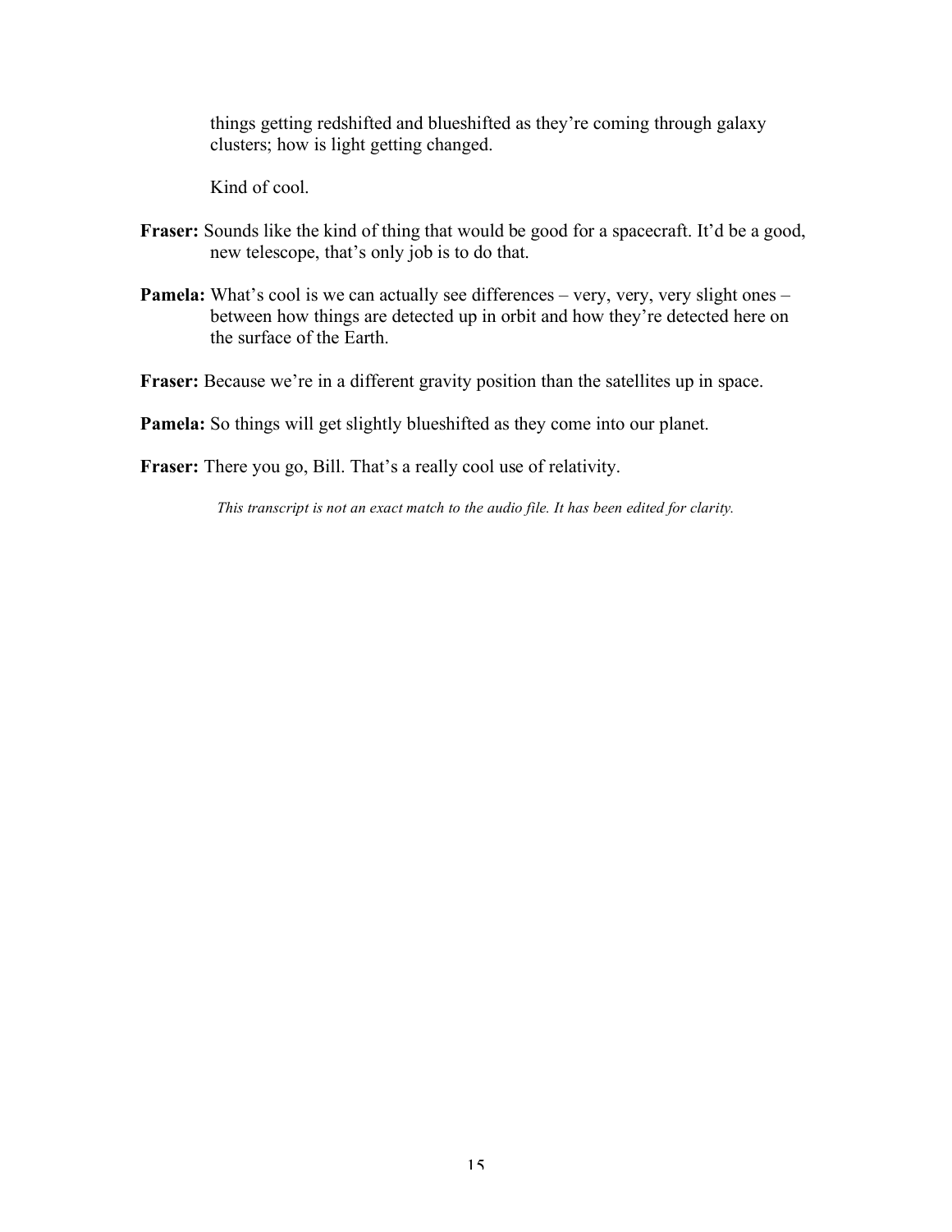things getting redshifted and blueshifted as they're coming through galaxy clusters; how is light getting changed.

Kind of cool.

**Fraser:** Sounds like the kind of thing that would be good for a spacecraft. It'd be a good, new telescope, that's only job is to do that.

**Pamela:** What's cool is we can actually see differences – very, very, very slight ones – between how things are detected up in orbit and how they're detected here on the surface of the Earth.

**Fraser:** Because we're in a different gravity position than the satellites up in space.

**Pamela:** So things will get slightly blueshifted as they come into our planet.

**Fraser:** There you go, Bill. That's a really cool use of relativity.

*This transcript is not an exact match to the audio file. It has been edited for clarity.*